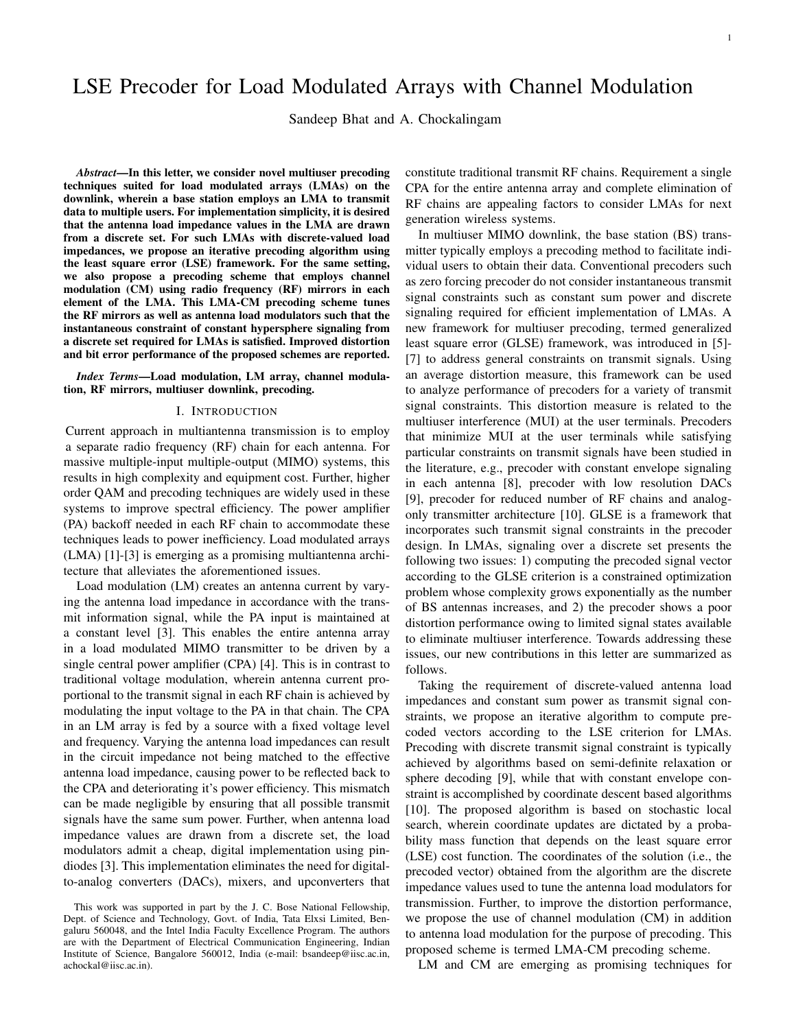# LSE Precoder for Load Modulated Arrays with Channel Modulation

Sandeep Bhat and A. Chockalingam

***Abstract*—In this letter, we consider novel multiuser precoding techniques suited for load modulated arrays (LMAs) on the downlink, wherein a base station employs an LMA to transmit data to multiple users. For implementation simplicity, it is desired that the antenna load impedance values in the LMA are drawn from a discrete set. For such LMAs with discrete-valued load impedances, we propose an iterative precoding algorithm using the least square error (LSE) framework. For the same setting, we also propose a precoding scheme that employs channel modulation (CM) using radio frequency (RF) mirrors in each element of the LMA. This LMA-CM precoding scheme tunes the RF mirrors as well as antenna load modulators such that the instantaneous constraint of constant hypersphere signaling from a discrete set required for LMAs is satisfied. Improved distortion and bit error performance of the proposed schemes are reported.**

***Index Terms*—Load modulation, LM array, channel modulation, RF mirrors, multiuser downlink, precoding.**

## I. Introduction

Current approach in multiantenna transmission is to employ a separate radio frequency (RF) chain for each antenna. For massive multiple-input multiple-output (MIMO) systems, this results in high complexity and equipment cost. Further, higher order QAM and precoding techniques are widely used in these systems to improve spectral efficiency. The power amplifier (PA) backoff needed in each RF chain to accommodate these techniques leads to power inefficiency. Load modulated arrays (LMA) [1]-[3] is emerging as a promising multiantenna architecture that alleviates the aforementioned issues.

Load modulation (LM) creates an antenna current by varying the antenna load impedance in accordance with the transmit information signal, while the PA input is maintained at a constant level [3]. This enables the entire antenna array in a load modulated MIMO transmitter to be driven by a single central power amplifier (CPA) [4]. This is in contrast to traditional voltage modulation, wherein antenna current proportional to the transmit signal in each RF chain is achieved by modulating the input voltage to the PA in that chain. The CPA in an LM array is fed by a source with a fixed voltage level and frequency. Varying the antenna load impedances can result in the circuit impedance not being matched to the effective antenna load impedance, causing power to be reflected back to the CPA and deteriorating it's power efficiency. This mismatch can be made negligible by ensuring that all possible transmit signals have the same sum power. Further, when antenna load impedance values are drawn from a discrete set, the load modulators admit a cheap, digital implementation using pin-diodes [3]. This implementation eliminates the need for digital-to-analog converters (DACs), mixers, and upconverters that constitute traditional transmit RF chains. Requirement a single CPA for the entire antenna array and complete elimination of RF chains are appealing factors to consider LMAs for next generation wireless systems.

In multiuser MIMO downlink, the base station (BS) transmitter typically employs a precoding method to facilitate individual users to obtain their data. Conventional precoders such as zero forcing precoder do not consider instantaneous transmit signal constraints such as constant sum power and discrete signaling required for efficient implementation of LMAs. A new framework for multiuser precoding, termed generalized least square error (GLSE) framework, was introduced in [5]-[7] to address general constraints on transmit signals. Using an average distortion measure, this framework can be used to analyze performance of precoders for a variety of transmit signal constraints. This distortion measure is related to the multiuser interference (MUI) at the user terminals. Precoders that minimize MUI at the user terminals while satisfying particular constraints on transmit signals have been studied in the literature, e.g., precoder with constant envelope signaling in each antenna [8], precoder with low resolution DACs [9], precoder for reduced number of RF chains and analog-only transmitter architecture [10]. GLSE is a framework that incorporates such transmit signal constraints in the precoder design. In LMAs, signaling over a discrete set presents the following two issues: 1) computing the precoded signal vector according to the GLSE criterion is a constrained optimization problem whose complexity grows exponentially as the number of BS antennas increases, and 2) the precoder shows a poor distortion performance owing to limited signal states available to eliminate multiuser interference. Towards addressing these issues, our new contributions in this letter are summarized as follows.

Taking the requirement of discrete-valued antenna load impedances and constant sum power as transmit signal constraints, we propose an iterative algorithm to compute precoded vectors according to the LSE criterion for LMAs. Precoding with discrete transmit signal constraint is typically achieved by algorithms based on semi-definite relaxation or sphere decoding [9], while that with constant envelope constraint is accomplished by coordinate descent based algorithms [10]. The proposed algorithm is based on stochastic local search, wherein coordinate updates are dictated by a probability mass function that depends on the least square error (LSE) cost function. The coordinates of the solution (i.e., the precoded vector) obtained from the algorithm are the discrete impedance values used to tune the antenna load modulators for transmission. Further, to improve the distortion performance, we propose the use of channel modulation (CM) in addition to antenna load modulation for the purpose of precoding. This proposed scheme is termed LMA-CM precoding scheme.

LM and CM are emerging as promising techniques for

This work was supported in part by the J. C. Bose National Fellowship, Dept. of Science and Technology, Govt. of India, Tata Elxsi Limited, Bengaluru 560048, and the Intel India Faculty Excellence Program. The authors are with the Department of Electrical Communication Engineering, Indian Institute of Science, Bangalore 560012, India (e-mail: bsandeep@iisc.ac.in, achockal@iisc.ac.in).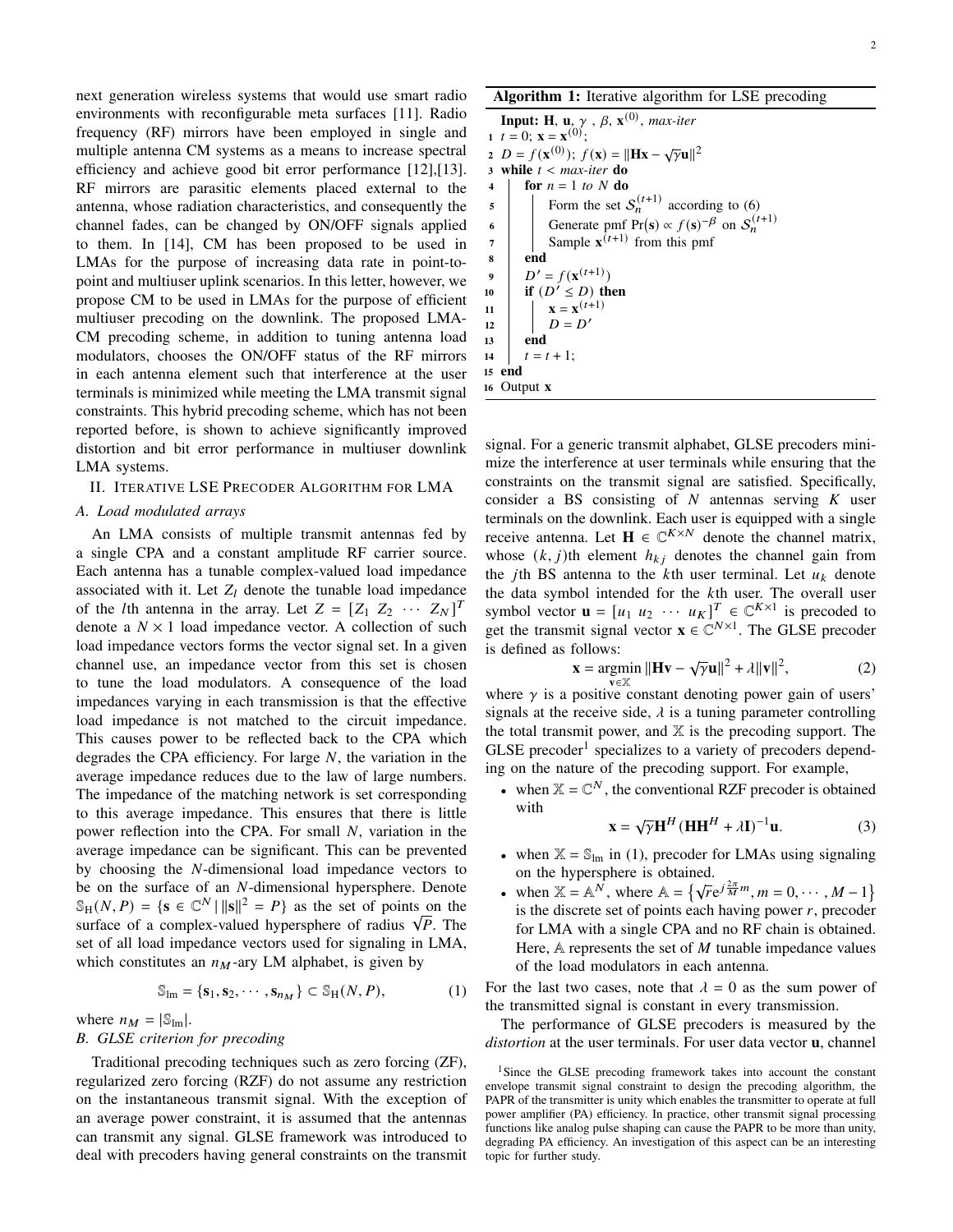next generation wireless systems that would use smart radio environments with reconfigurable meta surfaces [11]. Radio frequency (RF) mirrors have been employed in single and multiple antenna CM systems as a means to increase spectral efficiency and achieve good bit error performance [12],[13]. RF mirrors are parasitic elements placed external to the antenna, whose radiation characteristics, and consequently the channel fades, can be changed by ON/OFF signals applied to them. In [14], CM has been proposed to be used in LMAs for the purpose of increasing data rate in point-to-point and multiuser uplink scenarios. In this letter, however, we propose CM to be used in LMAs for the purpose of efficient multiuser precoding on the downlink. The proposed LMA-CM precoding scheme, in addition to tuning antenna load modulators, chooses the ON/OFF status of the RF mirrors in each antenna element such that interference at the user terminals is minimized while meeting the LMA transmit signal constraints. This hybrid precoding scheme, which has not been reported before, is shown to achieve significantly improved distortion and bit error performance in multiuser downlink LMA systems.

## II. Iterative LSE Precoder Algorithm for LMA

### A. Load modulated arrays

An LMA consists of multiple transmit antennas fed by a single CPA and a constant amplitude RF carrier source. Each antenna has a tunable complex-valued load impedance associated with it. Let $Z_l$ denote the tunable load impedance of the $l$th antenna in the array. Let $Z = [Z_1 \ Z_2 \ \cdots \ Z_N]^T$ denote a $N \times 1$ load impedance vector. A collection of such load impedance vectors forms the vector signal set. In a given channel use, an impedance vector from this set is chosen to tune the load modulators. A consequence of the load impedances varying in each transmission is that the effective load impedance is not matched to the circuit impedance. This causes power to be reflected back to the CPA which degrades the CPA efficiency. For large $N$, the variation in the average impedance reduces due to the law of large numbers. The impedance of the matching network is set corresponding to this average impedance. This ensures that there is little power reflection into the CPA. For small $N$, variation in the average impedance can be significant. This can be prevented by choosing the $N$-dimensional load impedance vectors to be on the surface of an $N$-dimensional hypersphere. Denote $\mathbb{S}_{\text{H}}(N,P) = \{\mathbf{s} \in \mathbb{C}^N \,|\, \|\mathbf{s}\|^2 = P\}$ as the set of points on the surface of a complex-valued hypersphere of radius $\sqrt{P}$. The set of all load impedance vectors used for signaling in LMA, which constitutes an $n_M$-ary LM alphabet, is given by

$$\mathbb{S}_{\text{lm}} = \{\mathbf{s}_1, \mathbf{s}_2, \cdots, \mathbf{s}_{n_M}\} \subset \mathbb{S}_{\text{H}}(N,P), \tag{1}$$

where $n_M = |\mathbb{S}_{\text{lm}}|$.

### B. GLSE criterion for precoding

Traditional precoding techniques such as zero forcing (ZF), regularized zero forcing (RZF) do not assume any restriction on the instantaneous transmit signal. With the exception of an average power constraint, it is assumed that the antennas can transmit any signal. GLSE framework was introduced to deal with precoders having general constraints on the transmit signal. For a generic transmit alphabet, GLSE precoders minimize the interference at user terminals while ensuring that the constraints on the transmit signal are satisfied. Specifically, consider a BS consisting of $N$ antennas serving $K$ user terminals on the downlink. Each user is equipped with a single receive antenna. Let $\mathbf{H} \in \mathbb{C}^{K \times N}$ denote the channel matrix, whose $(k,j)$th element $h_{kj}$ denotes the channel gain from the $j$th BS antenna to the $k$th user terminal. Let $u_k$ denote the data symbol intended for the $k$th user. The overall user symbol vector $\mathbf{u} = [u_1 \ u_2 \ \cdots \ u_K]^T \in \mathbb{C}^{K \times 1}$ is precoded to get the transmit signal vector $\mathbf{x} \in \mathbb{C}^{N \times 1}$. The GLSE precoder is defined as follows:

$$\mathbf{x} = \underset{\mathbf{v} \in \mathbb{X}}{\operatorname{argmin}} \|\mathbf{H}\mathbf{v} - \sqrt{\gamma}\mathbf{u}\|^2 + \lambda \|\mathbf{v}\|^2, \tag{2}$$

where $\gamma$ is a positive constant denoting power gain of users' signals at the receive side, $\lambda$ is a tuning parameter controlling the total transmit power, and $\mathbb{X}$ is the precoding support. The GLSE precoder[1] specializes to a variety of precoders depending on the nature of the precoding support. For example,

- when $\mathbb{X} = \mathbb{C}^N$, the conventional RZF precoder is obtained with
$$\mathbf{x} = \sqrt{\gamma}\mathbf{H}^H(\mathbf{H}\mathbf{H}^H + \lambda\mathbf{I})^{-1}\mathbf{u}. \tag{3}$$
- when $\mathbb{X} = \mathbb{S}_{\text{lm}}$ in (1), precoder for LMAs using signaling on the hypersphere is obtained.
- when $\mathbb{X} = \mathbb{A}^N$, where $\mathbb{A} = \left\{\sqrt{r}e^{j\frac{2\pi}{M}m}, m = 0, \cdots, M-1\right\}$ is the discrete set of points each having power $r$, precoder for LMA with a single CPA and no RF chain is obtained. Here, $\mathbb{A}$ represents the set of $M$ tunable impedance values of the load modulators in each antenna.

For the last two cases, note that $\lambda = 0$ as the sum power of the transmitted signal is constant in every transmission.

The performance of GLSE precoders is measured by the *distortion* at the user terminals. For user data vector $\mathbf{u}$, channel

---

**Algorithm 1:** Iterative algorithm for LSE precoding

```
  Input: H, u, γ , β, x^(0), max-iter
1 t = 0; x = x^(0);
2 D = f(x^(0)); f(x) = ||Hx − √γ u||^2
3 while t < max-iter do
4   for n = 1 to N do
5     Form the set S_n^(t+1) according to (6)
6     Generate pmf Pr(s) ∝ f(s)^(−β) on S_n^(t+1)
7     Sample x^(t+1) from this pmf
8   end
9   D′ = f(x^(t+1))
10  if (D′ ≤ D) then
11    x = x^(t+1)
12    D = D′
13  end
14  t = t + 1;
15 end
16 Output x
```

---

[1]Since the GLSE precoding framework takes into account the constant envelope transmit signal constraint to design the precoding algorithm, the PAPR of the transmitter is unity which enables the transmitter to operate at full power amplifier (PA) efficiency. In practice, other transmit signal processing functions like analog pulse shaping can cause the PAPR to be more than unity, degrading PA efficiency. An investigation of this aspect can be an interesting topic for further study.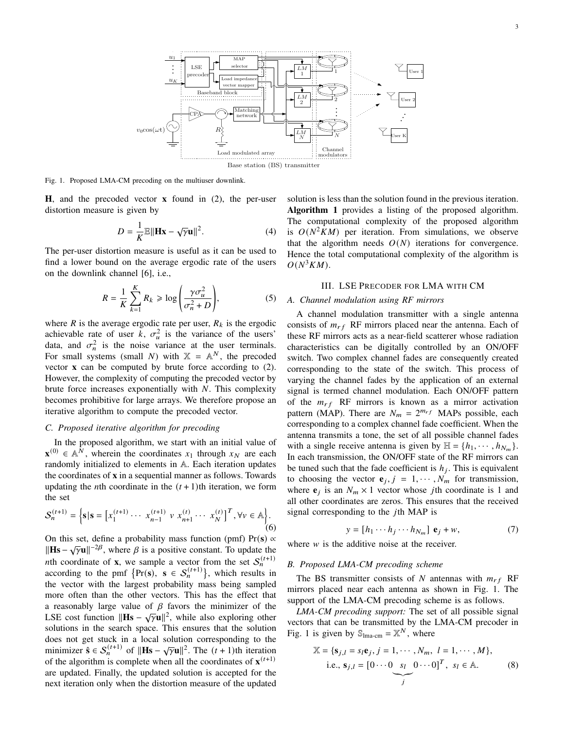Fig. 1. Proposed LMA-CM precoding on the multiuser downlink.

$\mathbf{H}$, and the precoded vector $\mathbf{x}$ found in (2), the per-user distortion measure is given by

$$D = \frac{1}{K}\mathbb{E}\|\mathbf{H}\mathbf{x} - \sqrt{\gamma}\mathbf{u}\|^2. \tag{4}$$

The per-user distortion measure is useful as it can be used to find a lower bound on the average ergodic rate of the users on the downlink channel [6], i.e.,

$$R = \frac{1}{K}\sum_{k=1}^{K} R_k \geqslant \log\left(\frac{\gamma\sigma_u^2}{\sigma_n^2 + D}\right), \tag{5}$$

where $R$ is the average ergodic rate per user, $R_k$ is the ergodic achievable rate of user $k$, $\sigma_u^2$ is the variance of the users' data, and $\sigma_n^2$ is the noise variance at the user terminals. For small systems (small $N$) with $\mathbb{X} = \mathbb{A}^N$, the precoded vector $\mathbf{x}$ can be computed by brute force according to (2). However, the complexity of computing the precoded vector by brute force increases exponentially with $N$. This complexity becomes prohibitive for large arrays. We therefore propose an iterative algorithm to compute the precoded vector.

### C. Proposed iterative algorithm for precoding

In the proposed algorithm, we start with an initial value of $\mathbf{x}^{(0)} \in \mathbb{A}^N$, wherein the coordinates $x_1$ through $x_N$ are each randomly initialized to elements in $\mathbb{A}$. Each iteration updates the coordinates of $\mathbf{x}$ in a sequential manner as follows. Towards updating the $n$th coordinate in the $(t+1)$th iteration, we form the set

$$\mathcal{S}_n^{(t+1)} = \left\{\mathbf{s} | \mathbf{s} = \left[x_1^{(t+1)} \cdots\ x_{n-1}^{(t+1)}\ v\ x_{n+1}^{(t)} \cdots\ x_N^{(t)}\right]^T, \forall v \in \mathbb{A}\right\}. \tag{6}$$

On this set, define a probability mass function (pmf) $\Pr(\mathbf{s}) \propto \|\mathbf{H}\mathbf{s} - \sqrt{\gamma}\mathbf{u}\|^{-2\beta}$, where $\beta$ is a positive constant. To update the $n$th coordinate of $\mathbf{x}$, we sample a vector from the set $\mathcal{S}_n^{(t+1)}$ according to the pmf $\left\{\Pr(\mathbf{s}),\ \mathbf{s} \in \mathcal{S}_n^{(t+1)}\right\}$, which results in the vector with the largest probability mass being sampled more often than the other vectors. This has the effect that a reasonably large value of $\beta$ favors the minimizer of the LSE cost function $\|\mathbf{H}\mathbf{s} - \sqrt{\gamma}\mathbf{u}\|^2$, while also exploring other solutions in the search space. This ensures that the solution does not get stuck in a local solution corresponding to the minimizer $\hat{\mathbf{s}} \in \mathcal{S}_n^{(t+1)}$ of $\|\mathbf{H}\mathbf{s} - \sqrt{\gamma}\mathbf{u}\|^2$. The $(t+1)$th iteration of the algorithm is complete when all the coordinates of $\mathbf{x}^{(t+1)}$ are updated. Finally, the updated solution is accepted for the next iteration only when the distortion measure of the updated solution is less than the solution found in the previous iteration. **Algorithm 1** provides a listing of the proposed algorithm. The computational complexity of the proposed algorithm is $O(N^2KM)$ per iteration. From simulations, we observe that the algorithm needs $O(N)$ iterations for convergence. Hence the total computational complexity of the algorithm is $O(N^3KM)$.

## III. LSE Precoder for LMA with CM

### A. Channel modulation using RF mirrors

A channel modulation transmitter with a single antenna consists of $m_{rf}$ RF mirrors placed near the antenna. Each of these RF mirrors acts as a near-field scatterer whose radiation characteristics can be digitally controlled by an ON/OFF switch. Two complex channel fades are consequently created corresponding to the state of the switch. This process of varying the channel fades by the application of an external signal is termed channel modulation. Each ON/OFF pattern of the $m_{rf}$ RF mirrors is known as a mirror activation pattern (MAP). There are $N_m = 2^{m_{rf}}$ MAPs possible, each corresponding to a complex channel fade coefficient. When the antenna transmits a tone, the set of all possible channel fades with a single receive antenna is given by $\mathbb{H} = \{h_1, \cdots, h_{N_m}\}$. In each transmission, the ON/OFF state of the RF mirrors can be tuned such that the fade coefficient is $h_j$. This is equivalent to choosing the vector $\mathbf{e}_j, j = 1, \cdots, N_m$ for transmission, where $\mathbf{e}_j$ is an $N_m \times 1$ vector whose $j$th coordinate is 1 and all other coordinates are zeros. This ensures that the received signal corresponding to the $j$th MAP is

$$y = [h_1 \cdots h_j \cdots h_{N_m}]\ \mathbf{e}_j + w, \tag{7}$$

where $w$ is the additive noise at the receiver.

### B. Proposed LMA-CM precoding scheme

The BS transmitter consists of $N$ antennas with $m_{rf}$ RF mirrors placed near each antenna as shown in Fig. 1. The support of the LMA-CM precoding scheme is as follows.

*LMA-CM precoding support:* The set of all possible signal vectors that can be transmitted by the LMA-CM precoder in Fig. 1 is given by $\mathbb{S}_{\text{lma-cm}} = \mathbb{X}^N$, where

$$\begin{aligned}\mathbb{X} = \{\mathbf{s}_{j,l} = s_l\mathbf{e}_j, j = 1, \cdots, N_m,\ l = 1, \cdots, M\},\\ \text{i.e., } \mathbf{s}_{j,l} = [0 \cdots 0\ \underbrace{s_l}_{j}\ 0 \cdots 0]^T,\ s_l \in \mathbb{A}.\end{aligned} \tag{8}$$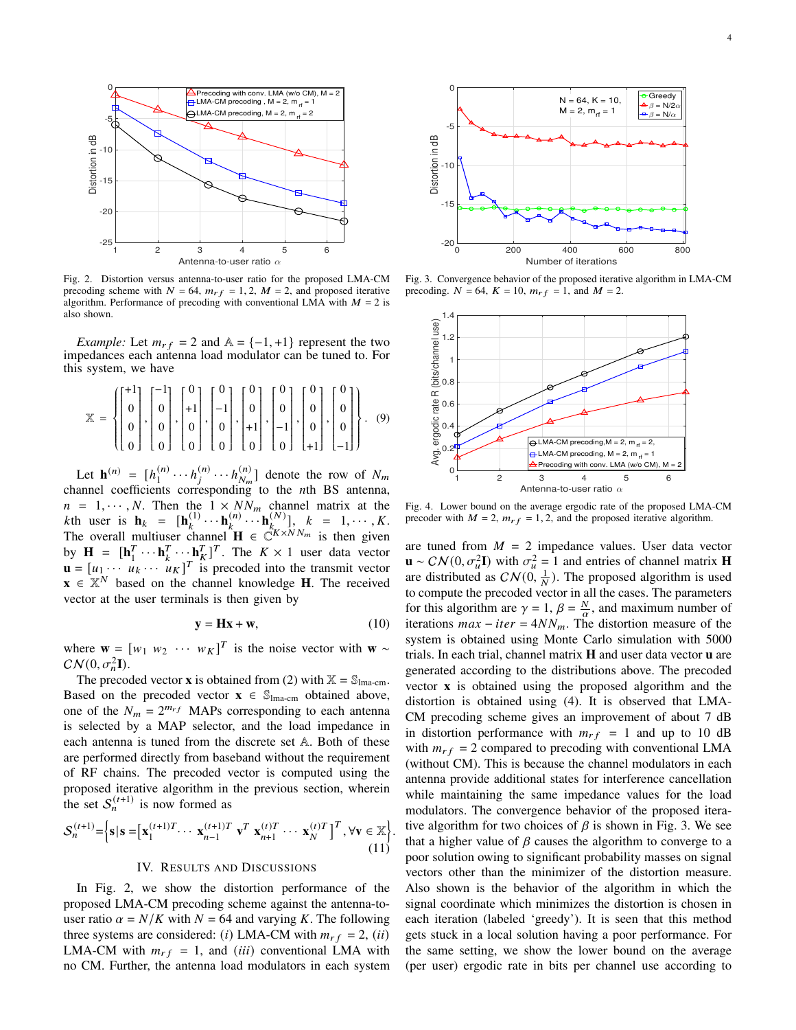Fig. 2. Distortion versus antenna-to-user ratio for the proposed LMA-CM precoding scheme with $N = 64$, $m_{rf} = 1, 2$, $M = 2$, and proposed iterative algorithm. Performance of precoding with conventional LMA with $M = 2$ is also shown.

*Example:* Let $m_{rf} = 2$ and $\mathbb{A} = \{-1, +1\}$ represent the two impedances each antenna load modulator can be tuned to. For this system, we have

$$\mathbb{X} = \left\{ \begin{bmatrix} +1 \\ 0 \\ 0 \\ 0 \end{bmatrix}, \begin{bmatrix} -1 \\ 0 \\ 0 \\ 0 \end{bmatrix}, \begin{bmatrix} 0 \\ +1 \\ 0 \\ 0 \end{bmatrix}, \begin{bmatrix} 0 \\ -1 \\ 0 \\ 0 \end{bmatrix}, \begin{bmatrix} 0 \\ 0 \\ +1 \\ 0 \end{bmatrix}, \begin{bmatrix} 0 \\ 0 \\ -1 \\ 0 \end{bmatrix}, \begin{bmatrix} 0 \\ 0 \\ 0 \\ +1 \end{bmatrix}, \begin{bmatrix} 0 \\ 0 \\ 0 \\ -1 \end{bmatrix} \right\}. \quad (9)$$

Let $\mathbf{h}^{(n)} = [h_1^{(n)} \cdots h_j^{(n)} \cdots h_{N_m}^{(n)}]$ denote the row of $N_m$ channel coefficients corresponding to the $n$th BS antenna, $n = 1, \cdots, N$. Then the $1 \times NN_m$ channel matrix at the $k$th user is $\mathbf{h}_k = [\mathbf{h}_k^{(1)} \cdots \mathbf{h}_k^{(n)} \cdots \mathbf{h}_k^{(N)}]$, $k = 1, \cdots, K$. The overall multiuser channel $\mathbf{H} \in \mathbb{C}^{K \times NN_m}$ is then given by $\mathbf{H} = [\mathbf{h}_1^T \cdots \mathbf{h}_k^T \cdots \mathbf{h}_K^T]^T$. The $K \times 1$ user data vector $\mathbf{u} = [u_1 \cdots u_k \cdots u_K]^T$ is precoded into the transmit vector $\mathbf{x} \in \mathbb{X}^N$ based on the channel knowledge $\mathbf{H}$. The received vector at the user terminals is then given by

$$\mathbf{y} = \mathbf{H}\mathbf{x} + \mathbf{w}, \quad (10)$$

where $\mathbf{w} = [w_1 \ w_2 \ \cdots \ w_K]^T$ is the noise vector with $\mathbf{w} \sim \mathcal{CN}(0, \sigma_n^2 \mathbf{I})$.

The precoded vector $\mathbf{x}$ is obtained from (2) with $\mathbb{X} = \mathbb{S}_{\text{lma-cm}}$. Based on the precoded vector $\mathbf{x} \in \mathbb{S}_{\text{lma-cm}}$ obtained above, one of the $N_m = 2^{m_{rf}}$ MAPs corresponding to each antenna is selected by a MAP selector, and the load impedance in each antenna is tuned from the discrete set $\mathbb{A}$. Both of these are performed directly from baseband without the requirement of RF chains. The precoded vector is computed using the proposed iterative algorithm in the previous section, wherein the set $\mathcal{S}_n^{(t+1)}$ is now formed as

$$\mathcal{S}_n^{(t+1)} = \left\{ \mathbf{s} \,|\, \mathbf{s} = \left[ \mathbf{x}_1^{(t+1)T} \cdots \ \mathbf{x}_{n-1}^{(t+1)T} \ \mathbf{v}^T \ \mathbf{x}_{n+1}^{(t)T} \cdots \ \mathbf{x}_N^{(t)T} \right]^T, \forall \mathbf{v} \in \mathbb{X} \right\}. \quad (11)$$

## IV. Results and Discussions

In Fig. 2, we show the distortion performance of the proposed LMA-CM precoding scheme against the antenna-to-user ratio $\alpha = N/K$ with $N = 64$ and varying $K$. The following three systems are considered: *(i)* LMA-CM with $m_{rf} = 2$, *(ii)* LMA-CM with $m_{rf} = 1$, and *(iii)* conventional LMA with no CM. Further, the antenna load modulators in each system are tuned from $M = 2$ impedance values. User data vector $\mathbf{u} \sim \mathcal{CN}(0, \sigma_u^2 \mathbf{I})$ with $\sigma_u^2 = 1$ and entries of channel matrix $\mathbf{H}$ are distributed as $\mathcal{CN}(0, \frac{1}{N})$. The proposed algorithm is used to compute the precoded vector in all the cases. The parameters for this algorithm are $\gamma = 1$, $\beta = \frac{N}{\alpha}$, and maximum number of iterations $max-iter = 4NN_m$. The distortion measure of the system is obtained using Monte Carlo simulation with 5000 trials. In each trial, channel matrix $\mathbf{H}$ and user data vector $\mathbf{u}$ are generated according to the distributions above. The precoded vector $\mathbf{x}$ is obtained using the proposed algorithm and the distortion is obtained using (4). It is observed that LMA-CM precoding scheme gives an improvement of about 7 dB in distortion performance with $m_{rf} = 1$ and up to 10 dB with $m_{rf} = 2$ compared to precoding with conventional LMA (without CM). This is because the channel modulators in each antenna provide additional states for interference cancellation while maintaining the same impedance values for the load modulators. The convergence behavior of the proposed iterative algorithm for two choices of $\beta$ is shown in Fig. 3. We see that a higher value of $\beta$ causes the algorithm to converge to a poor solution owing to significant probability masses on signal vectors other than the minimizer of the distortion measure. Also shown is the behavior of the algorithm in which the signal coordinate which minimizes the distortion is chosen in each iteration (labeled 'greedy'). It is seen that this method gets stuck in a local solution having a poor performance. For the same setting, we show the lower bound on the average (per user) ergodic rate in bits per channel use according to

Fig. 3. Convergence behavior of the proposed iterative algorithm in LMA-CM precoding. $N = 64$, $K = 10$, $m_{rf} = 1$, and $M = 2$.

Fig. 4. Lower bound on the average ergodic rate of the proposed LMA-CM precoder with $M = 2$, $m_{rf} = 1, 2$, and the proposed iterative algorithm.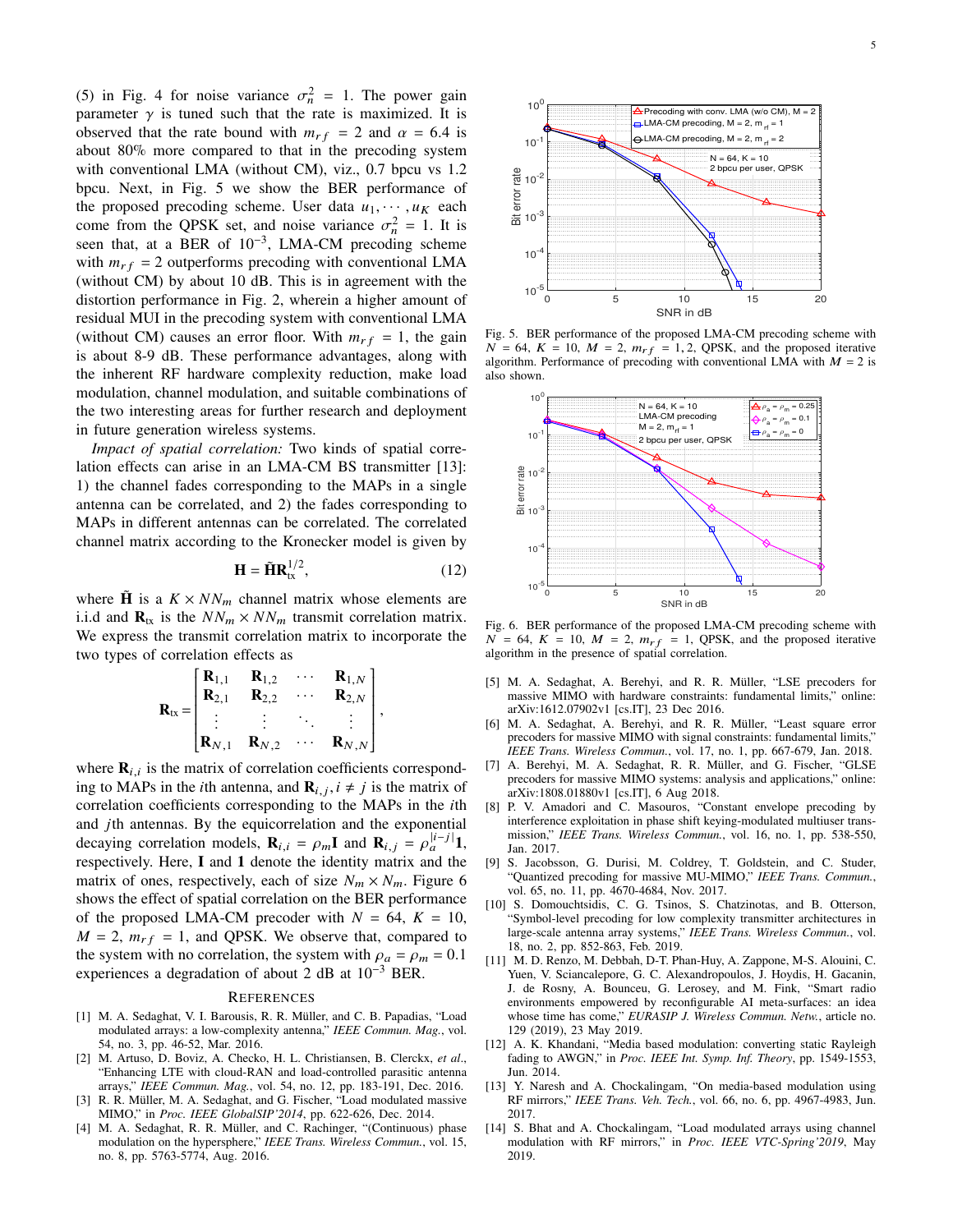(5) in Fig. 4 for noise variance $\sigma_n^2 = 1$. The power gain parameter $\gamma$ is tuned such that the rate is maximized. It is observed that the rate bound with $m_{rf} = 2$ and $\alpha = 6.4$ is about 80% more compared to that in the precoding system with conventional LMA (without CM), viz., 0.7 bpcu vs 1.2 bpcu. Next, in Fig. 5 we show the BER performance of the proposed precoding scheme. User data $u_1, \cdots, u_K$ each come from the QPSK set, and noise variance $\sigma_n^2 = 1$. It is seen that, at a BER of $10^{-3}$, LMA-CM precoding scheme with $m_{rf} = 2$ outperforms precoding with conventional LMA (without CM) by about 10 dB. This is in agreement with the distortion performance in Fig. 2, wherein a higher amount of residual MUI in the precoding system with conventional LMA (without CM) causes an error floor. With $m_{rf} = 1$, the gain is about 8-9 dB. These performance advantages, along with the inherent RF hardware complexity reduction, make load modulation, channel modulation, and suitable combinations of the two interesting areas for further research and deployment in future generation wireless systems.

*Impact of spatial correlation:* Two kinds of spatial correlation effects can arise in an LMA-CM BS transmitter [13]: 1) the channel fades corresponding to the MAPs in a single antenna can be correlated, and 2) the fades corresponding to MAPs in different antennas can be correlated. The correlated channel matrix according to the Kronecker model is given by

$$\mathbf{H} = \tilde{\mathbf{H}}\mathbf{R}_{\text{tx}}^{1/2}, \tag{12}$$

where $\tilde{\mathbf{H}}$ is a $K \times NN_m$ channel matrix whose elements are i.i.d and $\mathbf{R}_{\text{tx}}$ is the $NN_m \times NN_m$ transmit correlation matrix. We express the transmit correlation matrix to incorporate the two types of correlation effects as

$$\mathbf{R}_{\text{tx}} = \begin{bmatrix} \mathbf{R}_{1,1} & \mathbf{R}_{1,2} & \cdots & \mathbf{R}_{1,N} \\ \mathbf{R}_{2,1} & \mathbf{R}_{2,2} & \cdots & \mathbf{R}_{2,N} \\ \vdots & \vdots & \ddots & \vdots \\ \mathbf{R}_{N,1} & \mathbf{R}_{N,2} & \cdots & \mathbf{R}_{N,N} \end{bmatrix},$$

where $\mathbf{R}_{i,i}$ is the matrix of correlation coefficients corresponding to MAPs in the $i$th antenna, and $\mathbf{R}_{i,j}, i \neq j$ is the matrix of correlation coefficients corresponding to the MAPs in the $i$th and $j$th antennas. By the equicorrelation and the exponential decaying correlation models, $\mathbf{R}_{i,i} = \rho_m \mathbf{I}$ and $\mathbf{R}_{i,j} = \rho_a^{|i-j|}\mathbf{1}$, respectively. Here, $\mathbf{I}$ and $\mathbf{1}$ denote the identity matrix and the matrix of ones, respectively, each of size $N_m \times N_m$. Figure 6 shows the effect of spatial correlation on the BER performance of the proposed LMA-CM precoder with $N = 64$, $K = 10$, $M = 2$, $m_{rf} = 1$, and QPSK. We observe that, compared to the system with no correlation, the system with $\rho_a = \rho_m = 0.1$ experiences a degradation of about 2 dB at $10^{-3}$ BER.

Precoding with conv. LMA (w/o CM), M = 2
LMA-CM precoding, M = 2, m_rf = 1
LMA-CM precoding, M = 2, m_rf = 2
N = 64, K = 10
2 bpcu per user, QPSK
Bit error rate
SNR in dB

Fig. 5. BER performance of the proposed LMA-CM precoding scheme with $N = 64$, $K = 10$, $M = 2$, $m_{rf} = 1, 2$, QPSK, and the proposed iterative algorithm. Performance of precoding with conventional LMA with $M = 2$ is also shown.

N = 64, K = 10
LMA-CM precoding
M = 2, m_rf = 1
2 bpcu per user, QPSK
ρa = ρm = 0.25
ρa = ρm = 0.1
ρa = ρm = 0
Bit error rate
SNR in dB

Fig. 6. BER performance of the proposed LMA-CM precoding scheme with $N = 64$, $K = 10$, $M = 2$, $m_{rf} = 1$, QPSK, and the proposed iterative algorithm in the presence of spatial correlation.

## References

[1] M. A. Sedaghat, V. I. Barousis, R. R. Müller, and C. B. Papadias, "Load modulated arrays: a low-complexity antenna," *IEEE Commun. Mag.*, vol. 54, no. 3, pp. 46-52, Mar. 2016.

[2] M. Artuso, D. Boviz, A. Checko, H. L. Christiansen, B. Clerckx, *et al.*, "Enhancing LTE with cloud-RAN and load-controlled parasitic antenna arrays," *IEEE Commun. Mag.*, vol. 54, no. 12, pp. 183-191, Dec. 2016.

[3] R. R. Müller, M. A. Sedaghat, and G. Fischer, "Load modulated massive MIMO," in *Proc. IEEE GlobalSIP'2014*, pp. 622-626, Dec. 2014.

[4] M. A. Sedaghat, R. R. Müller, and C. Rachinger, "(Continuous) phase modulation on the hypersphere," *IEEE Trans. Wireless Commun.*, vol. 15, no. 8, pp. 5763-5774, Aug. 2016.

[5] M. A. Sedaghat, A. Berehyi, and R. R. Müller, "LSE precoders for massive MIMO with hardware constraints: fundamental limits," online: arXiv:1612.07902v1 [cs.IT], 23 Dec 2016.

[6] M. A. Sedaghat, A. Berehyi, and R. R. Müller, "Least square error precoders for massive MIMO with signal constraints: fundamental limits," *IEEE Trans. Wireless Commun.*, vol. 17, no. 1, pp. 667-679, Jan. 2018.

[7] A. Berehyi, M. A. Sedaghat, R. R. Müller, and G. Fischer, "GLSE precoders for massive MIMO systems: analysis and applications," online: arXiv:1808.01880v1 [cs.IT], 6 Aug 2018.

[8] P. V. Amadori and C. Masouros, "Constant envelope precoding by interference exploitation in phase shift keying-modulated multiuser transmission," *IEEE Trans. Wireless Commun.*, vol. 16, no. 1, pp. 538-550, Jan. 2017.

[9] S. Jacobsson, G. Durisi, M. Coldrey, T. Goldstein, and C. Studer, "Quantized precoding for massive MU-MIMO," *IEEE Trans. Commun.*, vol. 65, no. 11, pp. 4670-4684, Nov. 2017.

[10] S. Domouchtsidis, C. G. Tsinos, S. Chatzinotas, and B. Otterson, "Symbol-level precoding for low complexity transmitter architectures in large-scale antenna array systems," *IEEE Trans. Wireless Commun.*, vol. 18, no. 2, pp. 852-863, Feb. 2019.

[11] M. D. Renzo, M. Debbah, D-T. Phan-Huy, A. Zappone, M-S. Alouini, C. Yuen, V. Sciancalepore, G. C. Alexandropoulos, J. Hoydis, H. Gacanin, J. de Rosny, A. Bounceu, G. Lerosey, and M. Fink, "Smart radio environments empowered by reconfigurable AI meta-surfaces: an idea whose time has come," *EURASIP J. Wireless Commun. Netw.*, article no. 129 (2019), 23 May 2019.

[12] A. K. Khandani, "Media based modulation: converting static Rayleigh fading to AWGN," in *Proc. IEEE Int. Symp. Inf. Theory*, pp. 1549-1553, Jun. 2014.

[13] Y. Naresh and A. Chockalingam, "On media-based modulation using RF mirrors," *IEEE Trans. Veh. Tech.*, vol. 66, no. 6, pp. 4967-4983, Jun. 2017.

[14] S. Bhat and A. Chockalingam, "Load modulated arrays using channel modulation with RF mirrors," in *Proc. IEEE VTC-Spring'2019*, May 2019.